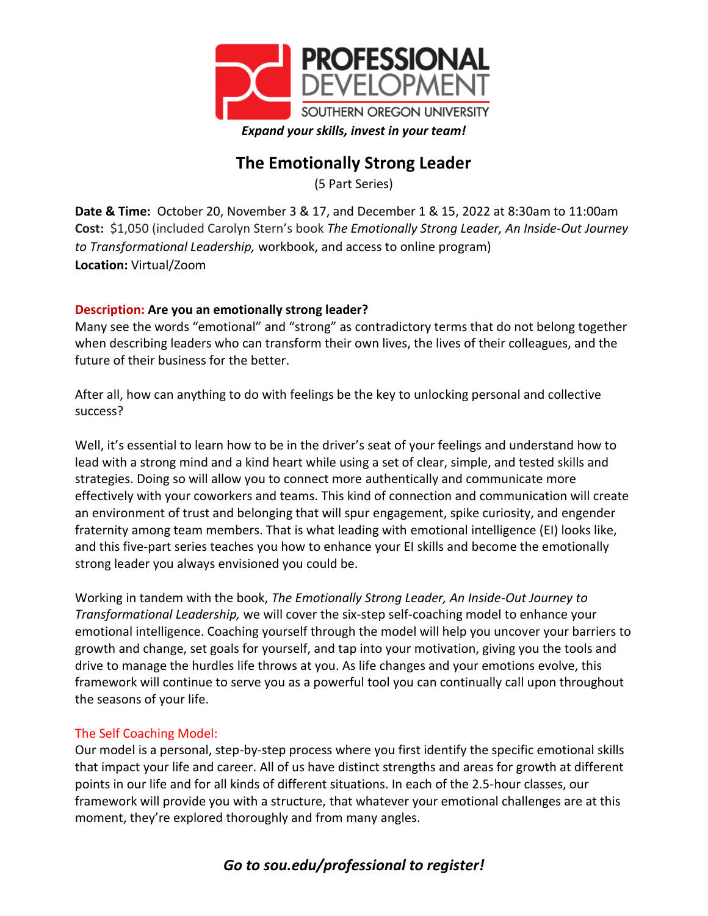PROFESSIONAL DEVELOPMENT

SOUTHERN OREGON UNIVERSITY

***Expand your skills, invest in your team!***

# The Emotionally Strong Leader

(5 Part Series)

**Date & Time:** October 20, November 3 & 17, and December 1 & 15, 2022 at 8:30am to 11:00am
**Cost:** $1,050 (included Carolyn Stern's book *The Emotionally Strong Leader, An Inside-Out Journey to Transformational Leadership,* workbook, and access to online program)
**Location:** Virtual/Zoom

**Description: Are you an emotionally strong leader?**
Many see the words "emotional" and "strong" as contradictory terms that do not belong together when describing leaders who can transform their own lives, the lives of their colleagues, and the future of their business for the better.

After all, how can anything to do with feelings be the key to unlocking personal and collective success?

Well, it's essential to learn how to be in the driver's seat of your feelings and understand how to lead with a strong mind and a kind heart while using a set of clear, simple, and tested skills and strategies. Doing so will allow you to connect more authentically and communicate more effectively with your coworkers and teams. This kind of connection and communication will create an environment of trust and belonging that will spur engagement, spike curiosity, and engender fraternity among team members. That is what leading with emotional intelligence (EI) looks like, and this five-part series teaches you how to enhance your EI skills and become the emotionally strong leader you always envisioned you could be.

Working in tandem with the book, *The Emotionally Strong Leader, An Inside-Out Journey to Transformational Leadership,* we will cover the six-step self-coaching model to enhance your emotional intelligence. Coaching yourself through the model will help you uncover your barriers to growth and change, set goals for yourself, and tap into your motivation, giving you the tools and drive to manage the hurdles life throws at you. As life changes and your emotions evolve, this framework will continue to serve you as a powerful tool you can continually call upon throughout the seasons of your life.

The Self Coaching Model:
Our model is a personal, step-by-step process where you first identify the specific emotional skills that impact your life and career. All of us have distinct strengths and areas for growth at different points in our life and for all kinds of different situations. In each of the 2.5-hour classes, our framework will provide you with a structure, that whatever your emotional challenges are at this moment, they're explored thoroughly and from many angles.

***Go to sou.edu/professional to register!***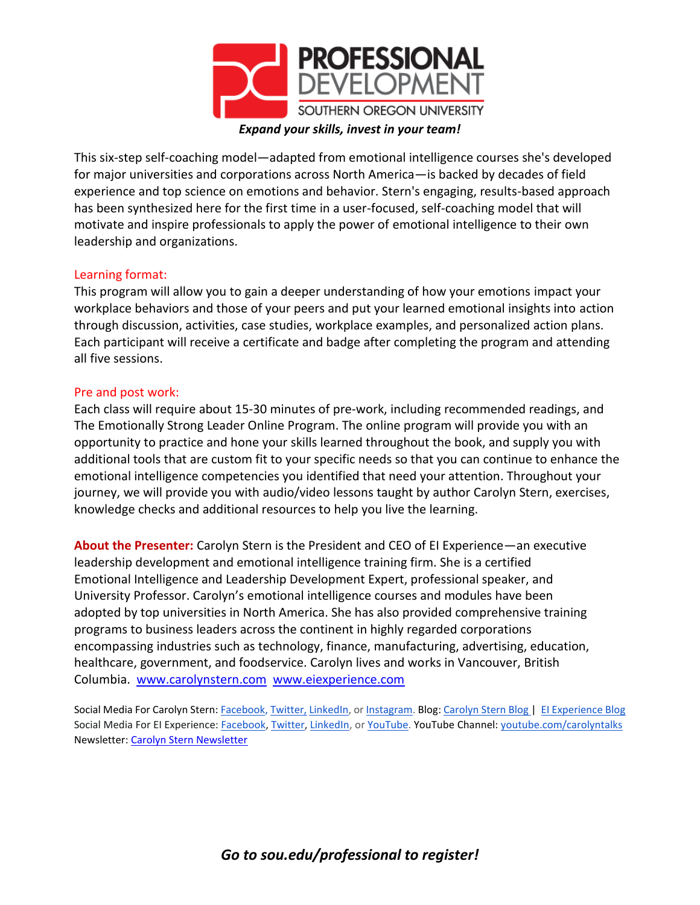# PROFESSIONAL DEVELOPMENT

SOUTHERN OREGON UNIVERSITY

***Expand your skills, invest in your team!***

This six-step self-coaching model—adapted from emotional intelligence courses she's developed for major universities and corporations across North America—is backed by decades of field experience and top science on emotions and behavior. Stern's engaging, results-based approach has been synthesized here for the first time in a user-focused, self-coaching model that will motivate and inspire professionals to apply the power of emotional intelligence to their own leadership and organizations.

## Learning format:

This program will allow you to gain a deeper understanding of how your emotions impact your workplace behaviors and those of your peers and put your learned emotional insights into action through discussion, activities, case studies, workplace examples, and personalized action plans. Each participant will receive a certificate and badge after completing the program and attending all five sessions.

## Pre and post work:

Each class will require about 15-30 minutes of pre-work, including recommended readings, and The Emotionally Strong Leader Online Program. The online program will provide you with an opportunity to practice and hone your skills learned throughout the book, and supply you with additional tools that are custom fit to your specific needs so that you can continue to enhance the emotional intelligence competencies you identified that need your attention. Throughout your journey, we will provide you with audio/video lessons taught by author Carolyn Stern, exercises, knowledge checks and additional resources to help you live the learning.

**About the Presenter:** Carolyn Stern is the President and CEO of EI Experience—an executive leadership development and emotional intelligence training firm. She is a certified Emotional Intelligence and Leadership Development Expert, professional speaker, and University Professor. Carolyn's emotional intelligence courses and modules have been adopted by top universities in North America. She has also provided comprehensive training programs to business leaders across the continent in highly regarded corporations encompassing industries such as technology, finance, manufacturing, advertising, education, healthcare, government, and foodservice. Carolyn lives and works in Vancouver, British Columbia. www.carolynstern.com www.eiexperience.com

Social Media For Carolyn Stern: Facebook, Twitter, LinkedIn, or Instagram. Blog: Carolyn Stern Blog | EI Experience Blog
Social Media For EI Experience: Facebook, Twitter, LinkedIn, or YouTube. YouTube Channel: youtube.com/carolyntalks
Newsletter: Carolyn Stern Newsletter

***Go to sou.edu/professional to register!***